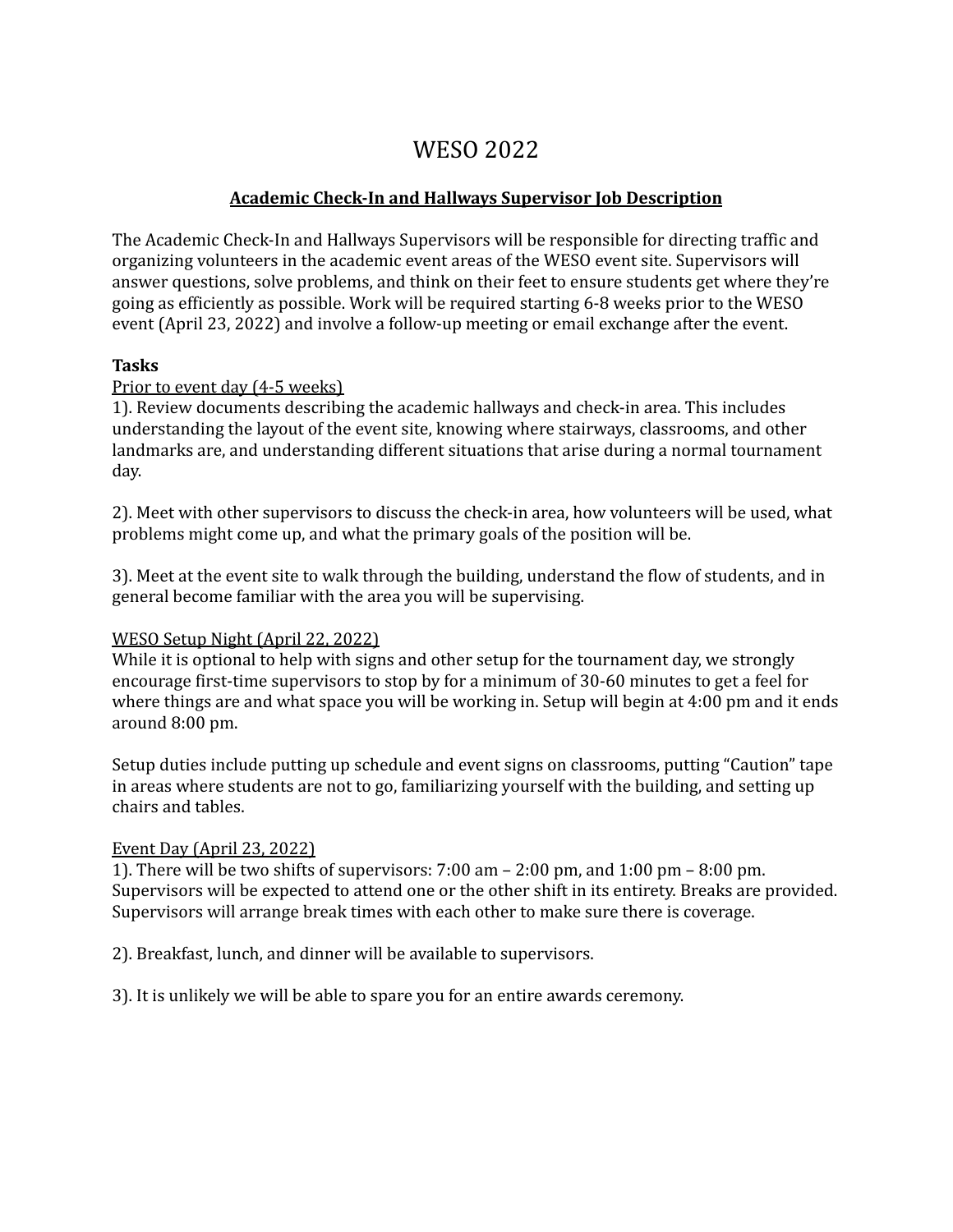# WESO 2022

## Academic Check-In and Hallways Supervisor Job Description

The Academic Check-In and Hallways Supervisors will be responsible for directing traffic and organizing volunteers in the academic event areas of the WESO event site. Supervisors will answer questions, solve problems, and think on their feet to ensure students get where they're going as efficiently as possible. Work will be required starting 6-8 weeks prior to the WESO event (April 23, 2022) and involve a follow-up meeting or email exchange after the event.

**Tasks**

Prior to event day (4-5 weeks)

1). Review documents describing the academic hallways and check-in area. This includes understanding the layout of the event site, knowing where stairways, classrooms, and other landmarks are, and understanding different situations that arise during a normal tournament day.

2). Meet with other supervisors to discuss the check-in area, how volunteers will be used, what problems might come up, and what the primary goals of the position will be.

3). Meet at the event site to walk through the building, understand the flow of students, and in general become familiar with the area you will be supervising.

WESO Setup Night (April 22, 2022)

While it is optional to help with signs and other setup for the tournament day, we strongly encourage first-time supervisors to stop by for a minimum of 30-60 minutes to get a feel for where things are and what space you will be working in. Setup will begin at 4:00 pm and it ends around 8:00 pm.

Setup duties include putting up schedule and event signs on classrooms, putting "Caution" tape in areas where students are not to go, familiarizing yourself with the building, and setting up chairs and tables.

Event Day (April 23, 2022)

1). There will be two shifts of supervisors: 7:00 am – 2:00 pm, and 1:00 pm – 8:00 pm. Supervisors will be expected to attend one or the other shift in its entirety. Breaks are provided. Supervisors will arrange break times with each other to make sure there is coverage.

2). Breakfast, lunch, and dinner will be available to supervisors.

3). It is unlikely we will be able to spare you for an entire awards ceremony.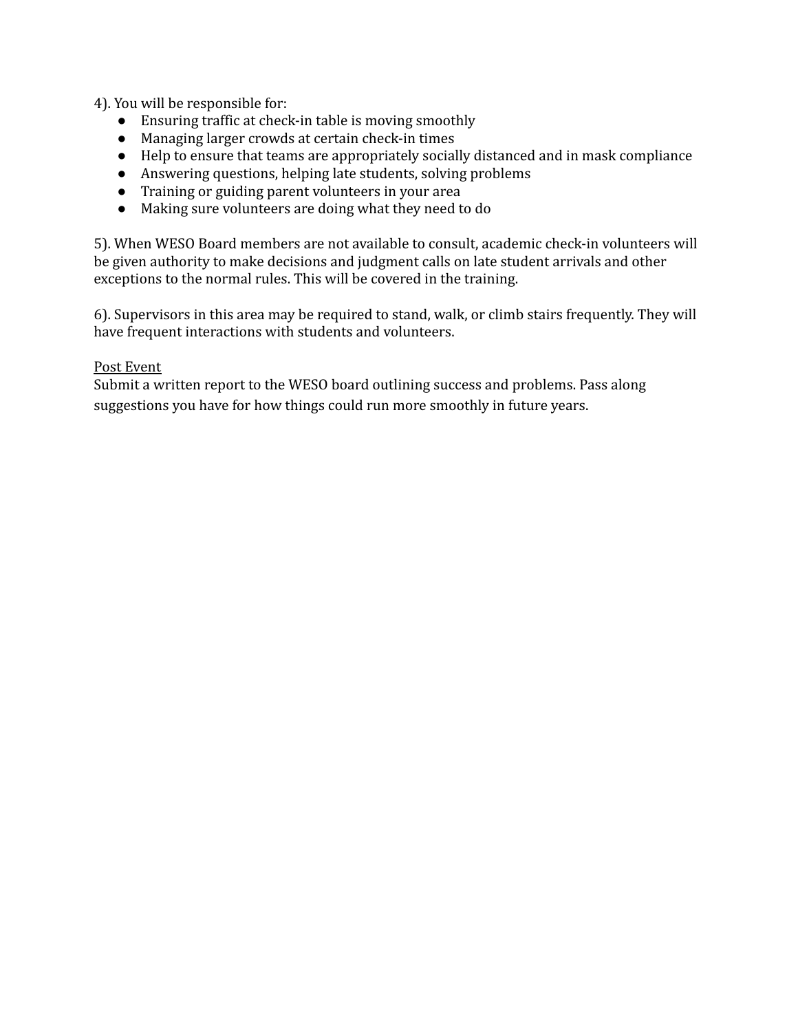4). You will be responsible for:

- Ensuring traffic at check-in table is moving smoothly
- Managing larger crowds at certain check-in times
- Help to ensure that teams are appropriately socially distanced and in mask compliance
- Answering questions, helping late students, solving problems
- Training or guiding parent volunteers in your area
- Making sure volunteers are doing what they need to do

5). When WESO Board members are not available to consult, academic check-in volunteers will be given authority to make decisions and judgment calls on late student arrivals and other exceptions to the normal rules. This will be covered in the training.

6). Supervisors in this area may be required to stand, walk, or climb stairs frequently. They will have frequent interactions with students and volunteers.

<u>Post Event</u>

Submit a written report to the WESO board outlining success and problems. Pass along suggestions you have for how things could run more smoothly in future years.